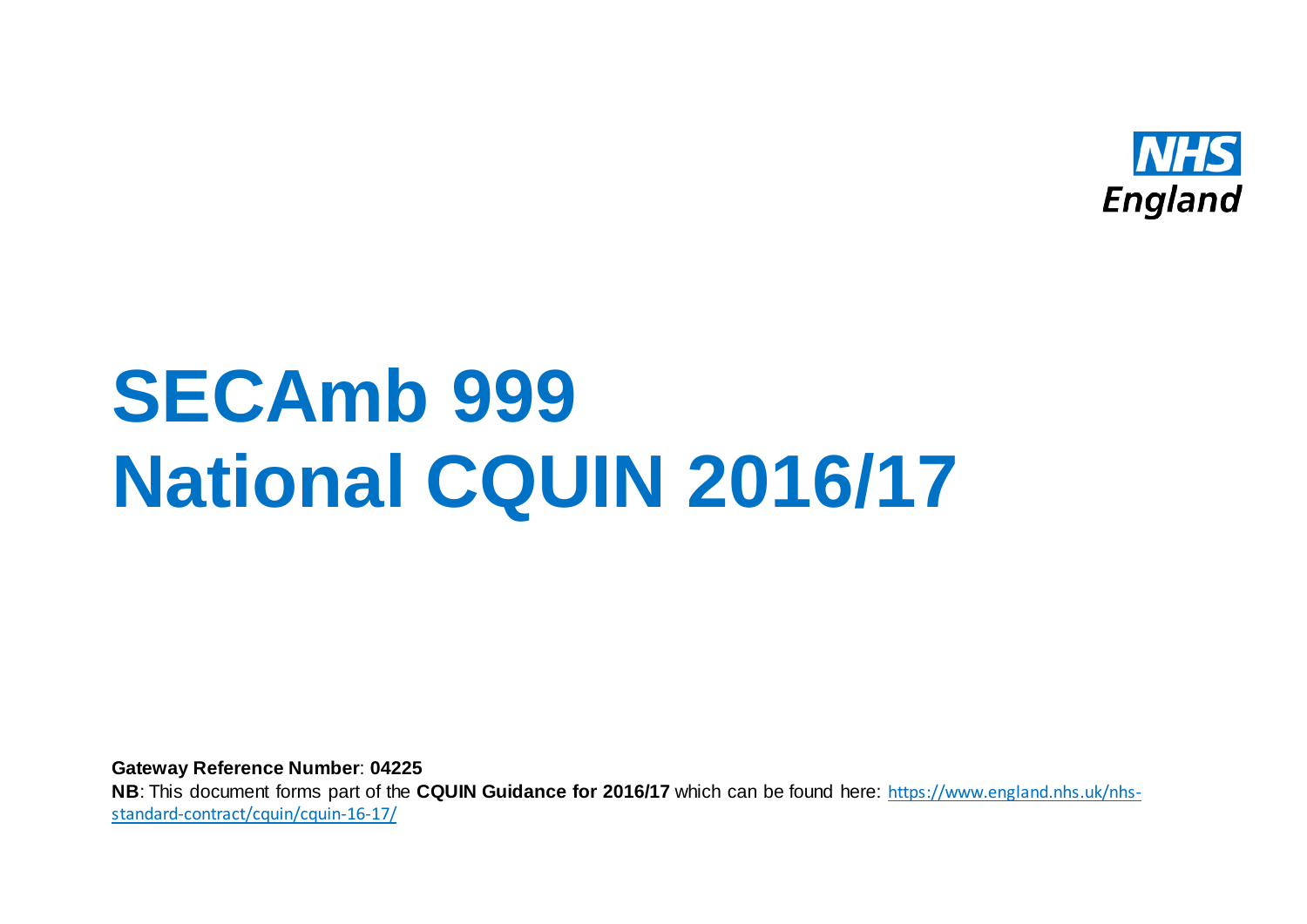NHS England

# SECAmb 999 National CQUIN 2016/17

**Gateway Reference Number**: **04225**

**NB**: This document forms part of the **CQUIN Guidance for 2016/17** which can be found here: https://www.england.nhs.uk/nhs-standard-contract/cquin/cquin-16-17/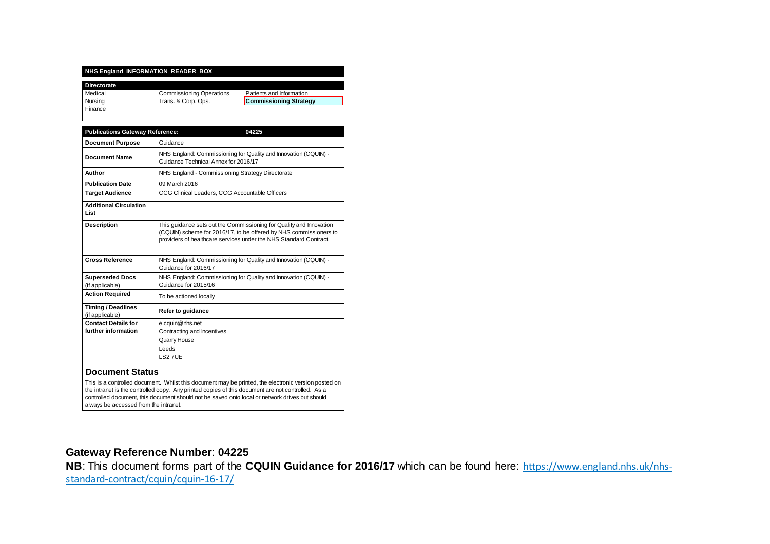**NHS England INFORMATION READER BOX**

| Directorate | | |
|---|---|---|
| Medical | Commissioning Operations | Patients and Information |
| Nursing | Trans. & Corp. Ops. | **Commissioning Strategy** |
| Finance | | |

| Publications Gateway Reference: | 04225 |
|---|---|
| **Document Purpose** | Guidance |
| **Document Name** | NHS England: Commissioning for Quality and Innovation (CQUIN) - Guidance Technical Annex for 2016/17 |
| **Author** | NHS England - Commissioning Strategy Directorate |
| **Publication Date** | 09 March 2016 |
| **Target Audience** | CCG Clinical Leaders, CCG Accountable Officers |
| **Additional Circulation List** | |
| **Description** | This guidance sets out the Commissioning for Quality and Innovation (CQUIN) scheme for 2016/17, to be offered by NHS commissioners to providers of healthcare services under the NHS Standard Contract. |
| **Cross Reference** | NHS England: Commissioning for Quality and Innovation (CQUIN) - Guidance for 2016/17 |
| **Superseded Docs** (if applicable) | NHS England: Commissioning for Quality and Innovation (CQUIN) - Guidance for 2015/16 |
| **Action Required** | To be actioned locally |
| **Timing / Deadlines** (if applicable) | **Refer to guidance** |
| **Contact Details for further information** | e.cquin@nhs.net<br>Contracting and Incentives<br>Quarry House<br>Leeds<br>LS2 7UE |

## Document Status

This is a controlled document. Whilst this document may be printed, the electronic version posted on the intranet is the controlled copy. Any printed copies of this document are not controlled. As a controlled document, this document should not be saved onto local or network drives but should always be accessed from the intranet.

**Gateway Reference Number**: **04225**

**NB**: This document forms part of the **CQUIN Guidance for 2016/17** which can be found here: https://www.england.nhs.uk/nhs-standard-contract/cquin/cquin-16-17/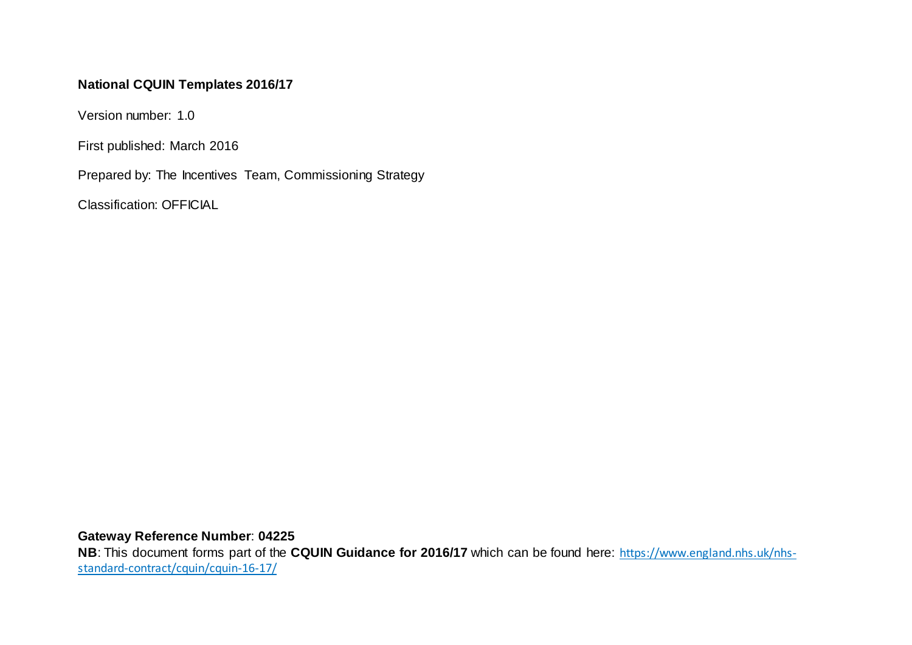**National CQUIN Templates 2016/17**

Version number: 1.0

First published: March 2016

Prepared by: The Incentives Team, Commissioning Strategy

Classification: OFFICIAL

**Gateway Reference Number**: **04225**

**NB**: This document forms part of the **CQUIN Guidance for 2016/17** which can be found here: https://www.england.nhs.uk/nhs-standard-contract/cquin/cquin-16-17/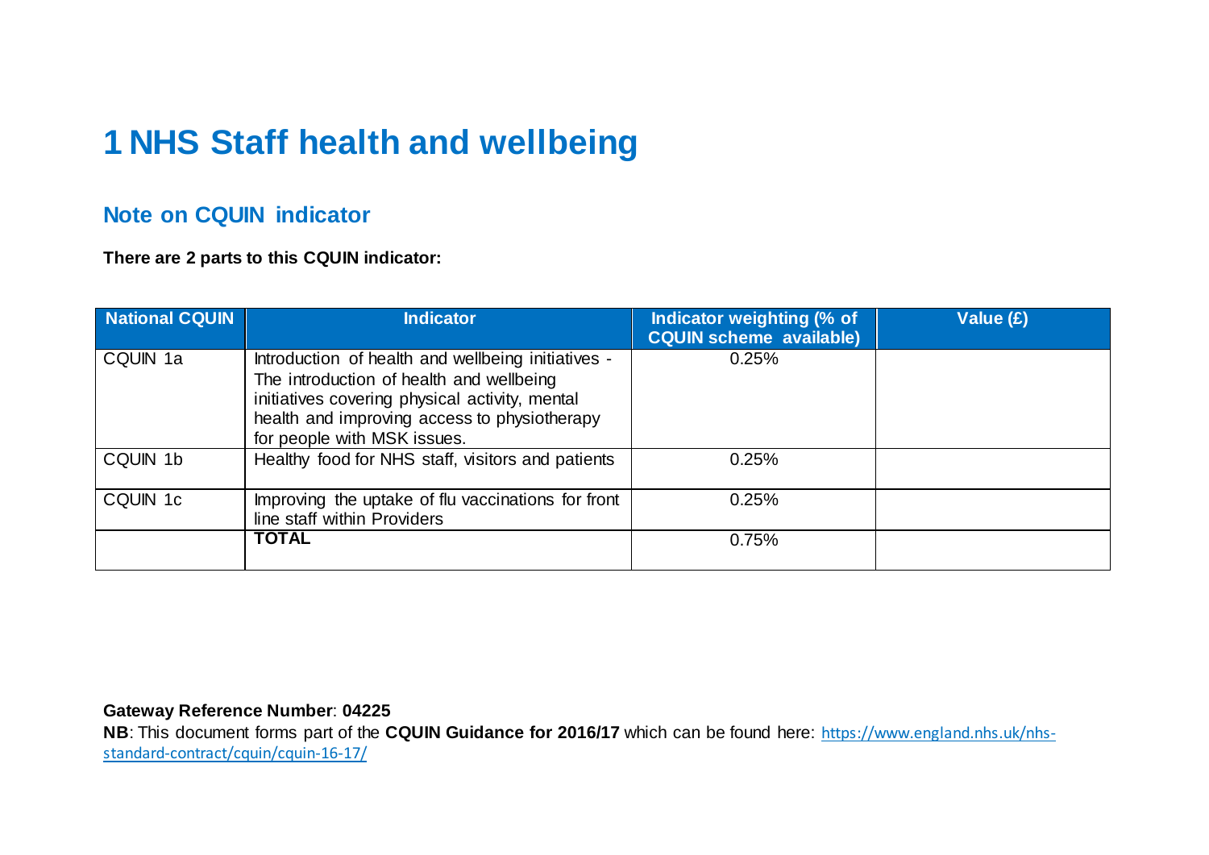# 1 NHS Staff health and wellbeing

## Note on CQUIN indicator

**There are 2 parts to this CQUIN indicator:**

| National CQUIN | Indicator | Indicator weighting (% of CQUIN scheme available) | Value (£) |
|---|---|---|---|
| CQUIN 1a | Introduction of health and wellbeing initiatives - The introduction of health and wellbeing initiatives covering physical activity, mental health and improving access to physiotherapy for people with MSK issues. | 0.25% | |
| CQUIN 1b | Healthy food for NHS staff, visitors and patients | 0.25% | |
| CQUIN 1c | Improving the uptake of flu vaccinations for front line staff within Providers | 0.25% | |
| | **TOTAL** | 0.75% | |

**Gateway Reference Number**: **04225**

**NB**: This document forms part of the **CQUIN Guidance for 2016/17** which can be found here: https://www.england.nhs.uk/nhs-standard-contract/cquin/cquin-16-17/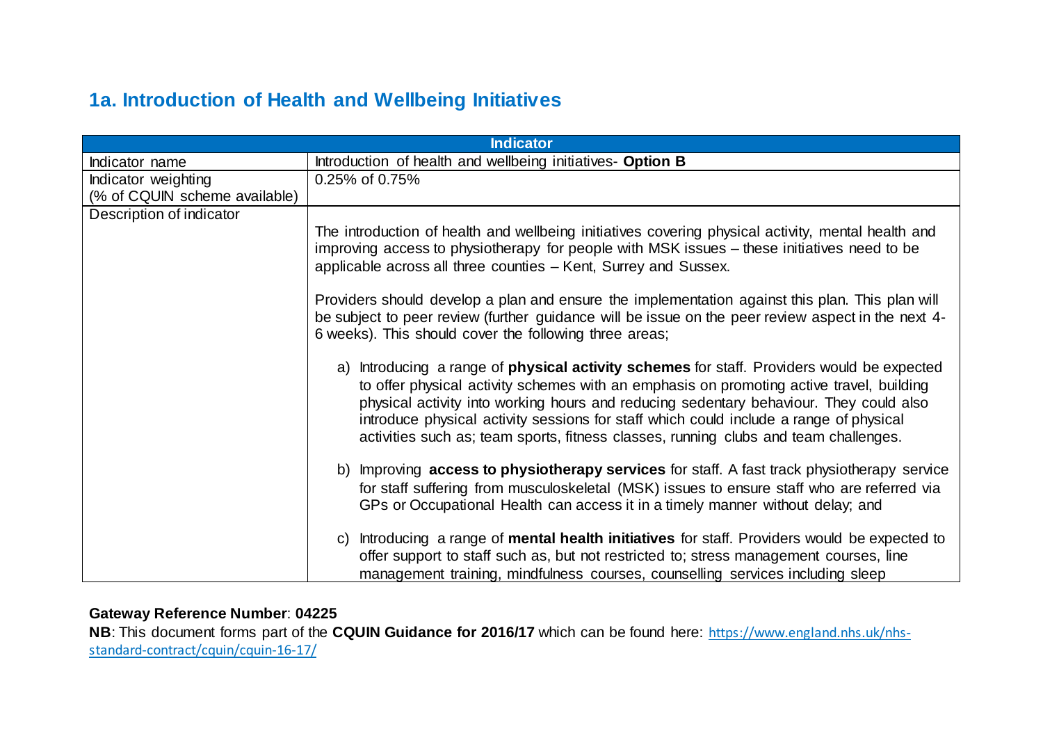## 1a. Introduction of Health and Wellbeing Initiatives

| Indicator | |
|---|---|
| Indicator name | Introduction of health and wellbeing initiatives- **Option B** |
| Indicator weighting (% of CQUIN scheme available) | 0.25% of 0.75% |
| Description of indicator | The introduction of health and wellbeing initiatives covering physical activity, mental health and improving access to physiotherapy for people with MSK issues – these initiatives need to be applicable across all three counties – Kent, Surrey and Sussex.<br><br>Providers should develop a plan and ensure the implementation against this plan. This plan will be subject to peer review (further guidance will be issue on the peer review aspect in the next 4-6 weeks). This should cover the following three areas;<br><br>a) Introducing a range of **physical activity schemes** for staff. Providers would be expected to offer physical activity schemes with an emphasis on promoting active travel, building physical activity into working hours and reducing sedentary behaviour. They could also introduce physical activity sessions for staff which could include a range of physical activities such as; team sports, fitness classes, running clubs and team challenges.<br><br>b) Improving **access to physiotherapy services** for staff. A fast track physiotherapy service for staff suffering from musculoskeletal (MSK) issues to ensure staff who are referred via GPs or Occupational Health can access it in a timely manner without delay; and<br><br>c) Introducing a range of **mental health initiatives** for staff. Providers would be expected to offer support to staff such as, but not restricted to; stress management courses, line management training, mindfulness courses, counselling services including sleep |

**Gateway Reference Number**: **04225**

**NB**: This document forms part of the **CQUIN Guidance for 2016/17** which can be found here: https://www.england.nhs.uk/nhs-standard-contract/cquin/cquin-16-17/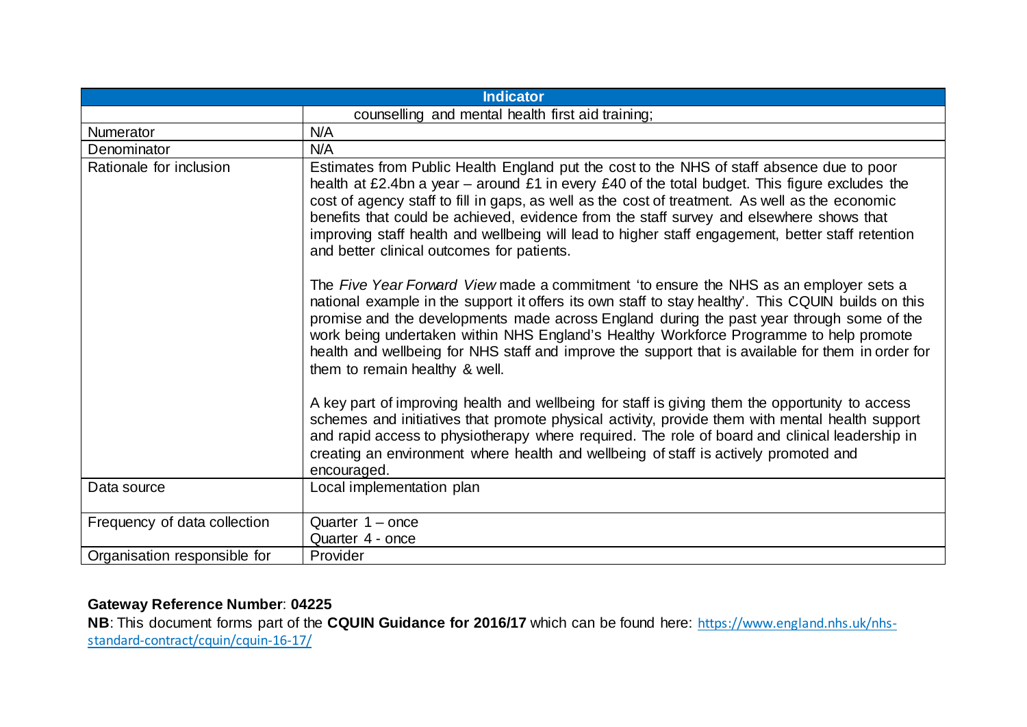| Indicator | |
|---|---|
| | counselling and mental health first aid training; |
| Numerator | N/A |
| Denominator | N/A |
| Rationale for inclusion | Estimates from Public Health England put the cost to the NHS of staff absence due to poor health at £2.4bn a year – around £1 in every £40 of the total budget. This figure excludes the cost of agency staff to fill in gaps, as well as the cost of treatment. As well as the economic benefits that could be achieved, evidence from the staff survey and elsewhere shows that improving staff health and wellbeing will lead to higher staff engagement, better staff retention and better clinical outcomes for patients.<br><br>The *Five Year Forward View* made a commitment 'to ensure the NHS as an employer sets a national example in the support it offers its own staff to stay healthy'. This CQUIN builds on this promise and the developments made across England during the past year through some of the work being undertaken within NHS England's Healthy Workforce Programme to help promote health and wellbeing for NHS staff and improve the support that is available for them in order for them to remain healthy & well.<br><br>A key part of improving health and wellbeing for staff is giving them the opportunity to access schemes and initiatives that promote physical activity, provide them with mental health support and rapid access to physiotherapy where required. The role of board and clinical leadership in creating an environment where health and wellbeing of staff is actively promoted and encouraged. |
| Data source | Local implementation plan |
| Frequency of data collection | Quarter 1 – once<br>Quarter 4 - once |
| Organisation responsible for | Provider |

**Gateway Reference Number**: **04225**

**NB**: This document forms part of the **CQUIN Guidance for 2016/17** which can be found here: https://www.england.nhs.uk/nhs-standard-contract/cquin/cquin-16-17/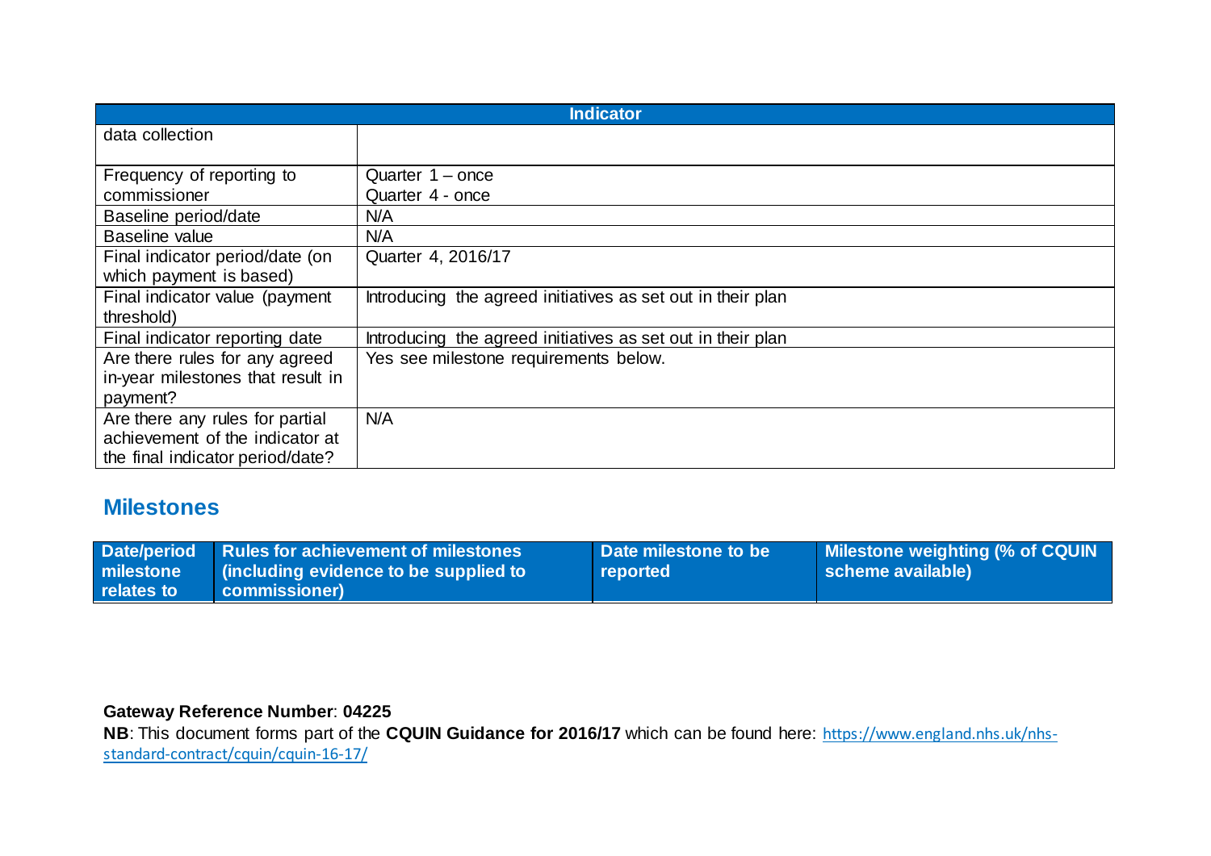| Indicator | |
|---|---|
| data collection | |
| Frequency of reporting to commissioner | Quarter 1 – once<br>Quarter 4 - once |
| Baseline period/date | N/A |
| Baseline value | N/A |
| Final indicator period/date (on which payment is based) | Quarter 4, 2016/17 |
| Final indicator value (payment threshold) | Introducing the agreed initiatives as set out in their plan |
| Final indicator reporting date | Introducing the agreed initiatives as set out in their plan |
| Are there rules for any agreed in-year milestones that result in payment? | Yes see milestone requirements below. |
| Are there any rules for partial achievement of the indicator at the final indicator period/date? | N/A |

## Milestones

| Date/period milestone relates to | Rules for achievement of milestones (including evidence to be supplied to commissioner) | Date milestone to be reported | Milestone weighting (% of CQUIN scheme available) |
|---|---|---|---|

**Gateway Reference Number**: **04225**

**NB**: This document forms part of the **CQUIN Guidance for 2016/17** which can be found here: https://www.england.nhs.uk/nhs-standard-contract/cquin/cquin-16-17/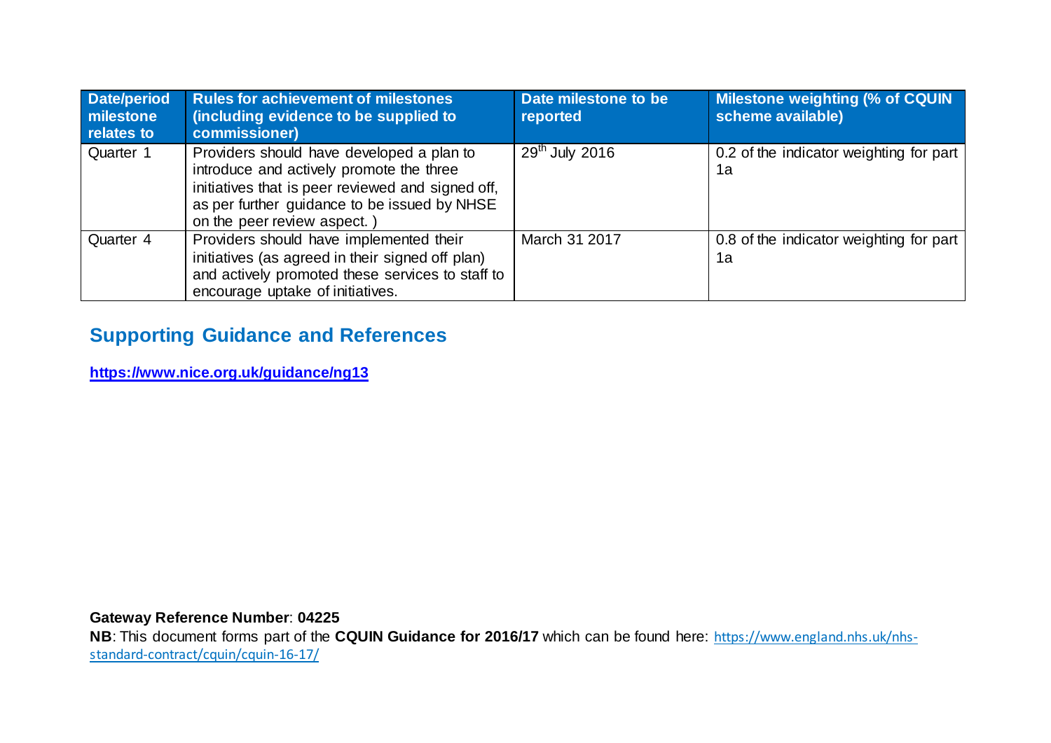| Date/period milestone relates to | Rules for achievement of milestones (including evidence to be supplied to commissioner) | Date milestone to be reported | Milestone weighting (% of CQUIN scheme available) |
|---|---|---|---|
| Quarter 1 | Providers should have developed a plan to introduce and actively promote the three initiatives that is peer reviewed and signed off, as per further guidance to be issued by NHSE on the peer review aspect. ) | 29th July 2016 | 0.2 of the indicator weighting for part 1a |
| Quarter 4 | Providers should have implemented their initiatives (as agreed in their signed off plan) and actively promoted these services to staff to encourage uptake of initiatives. | March 31 2017 | 0.8 of the indicator weighting for part 1a |

## Supporting Guidance and References

**https://www.nice.org.uk/guidance/ng13**

**Gateway Reference Number**: **04225**

**NB**: This document forms part of the **CQUIN Guidance for 2016/17** which can be found here: https://www.england.nhs.uk/nhs-standard-contract/cquin/cquin-16-17/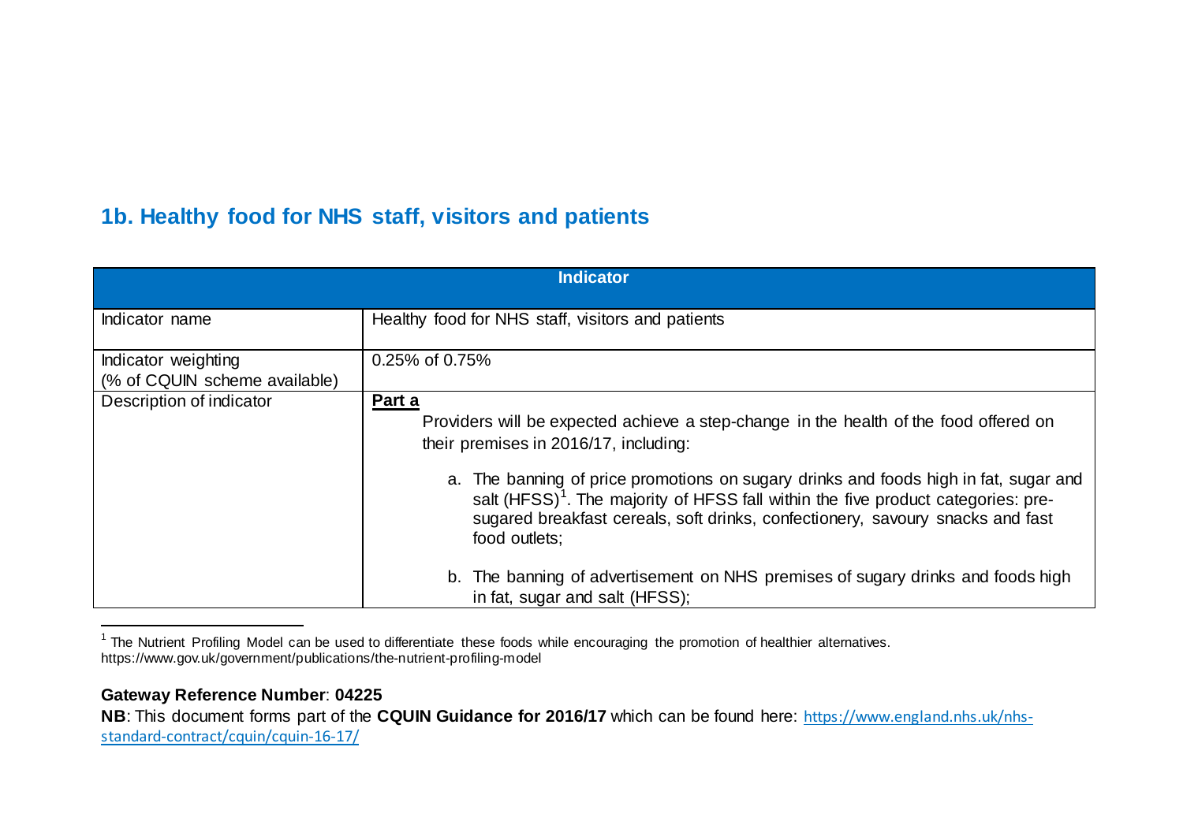## 1b. Healthy food for NHS staff, visitors and patients

| Indicator | |
|---|---|
| Indicator name | Healthy food for NHS staff, visitors and patients |
| Indicator weighting (% of CQUIN scheme available) | 0.25% of 0.75% |
| Description of indicator | **Part a**<br>Providers will be expected achieve a step-change in the health of the food offered on their premises in 2016/17, including:<br>a. The banning of price promotions on sugary drinks and foods high in fat, sugar and salt (HFSS)[1]. The majority of HFSS fall within the five product categories: pre-sugared breakfast cereals, soft drinks, confectionery, savoury snacks and fast food outlets;<br>b. The banning of advertisement on NHS premises of sugary drinks and foods high in fat, sugar and salt (HFSS); |

[1] The Nutrient Profiling Model can be used to differentiate these foods while encouraging the promotion of healthier alternatives. https://www.gov.uk/government/publications/the-nutrient-profiling-model

**Gateway Reference Number**: **04225**

**NB**: This document forms part of the **CQUIN Guidance for 2016/17** which can be found here: https://www.england.nhs.uk/nhs-standard-contract/cquin/cquin-16-17/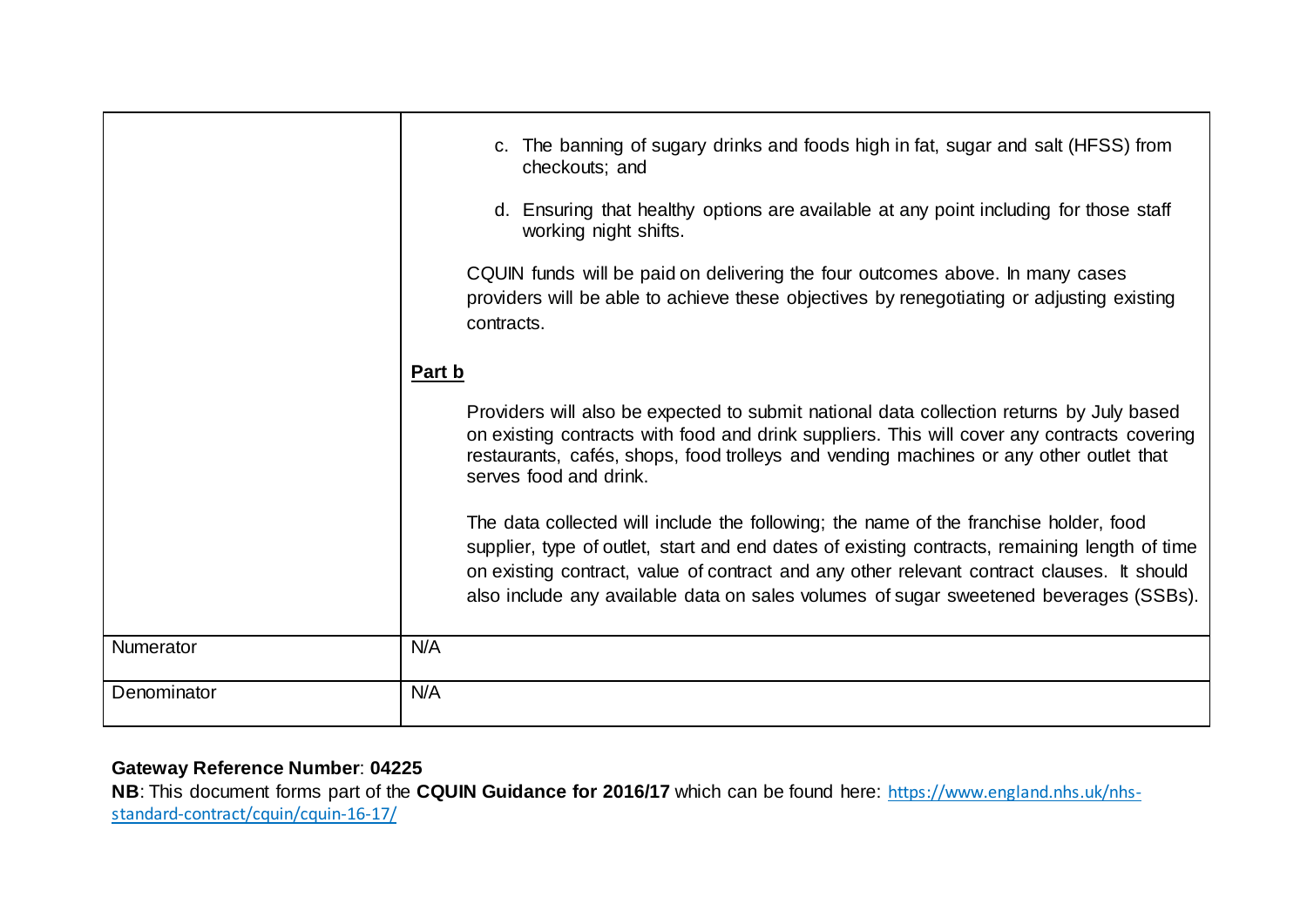| | |
|---|---|
| | c. The banning of sugary drinks and foods high in fat, sugar and salt (HFSS) from checkouts; and<br><br>d. Ensuring that healthy options are available at any point including for those staff working night shifts.<br><br>CQUIN funds will be paid on delivering the four outcomes above. In many cases providers will be able to achieve these objectives by renegotiating or adjusting existing contracts.<br><br>**Part b**<br><br>Providers will also be expected to submit national data collection returns by July based on existing contracts with food and drink suppliers. This will cover any contracts covering restaurants, cafés, shops, food trolleys and vending machines or any other outlet that serves food and drink.<br><br>The data collected will include the following; the name of the franchise holder, food supplier, type of outlet, start and end dates of existing contracts, remaining length of time on existing contract, value of contract and any other relevant contract clauses. It should also include any available data on sales volumes of sugar sweetened beverages (SSBs). |
| Numerator | N/A |
| Denominator | N/A |

**Gateway Reference Number**: **04225**

**NB**: This document forms part of the **CQUIN Guidance for 2016/17** which can be found here: https://www.england.nhs.uk/nhs-standard-contract/cquin/cquin-16-17/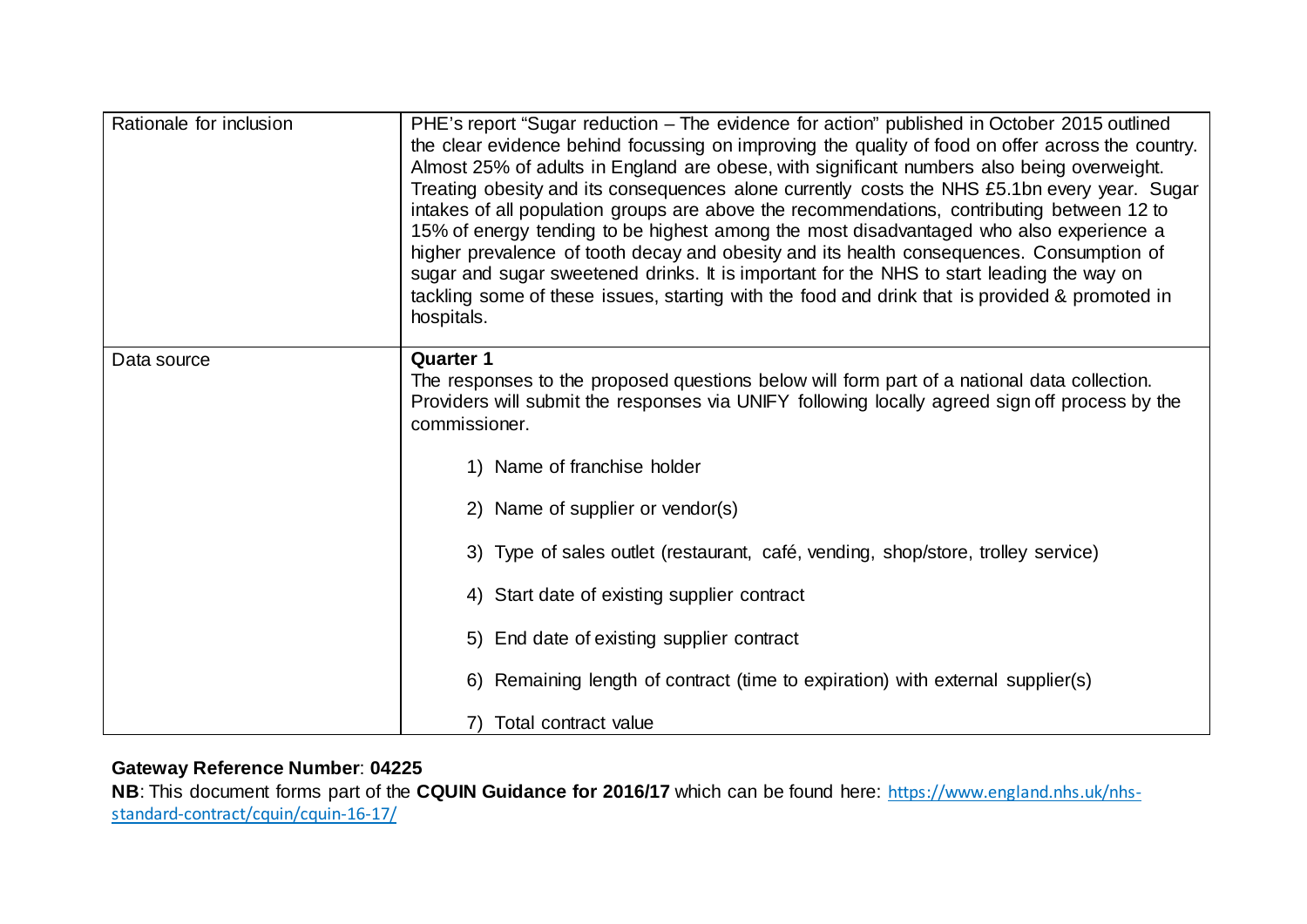| | |
|---|---|
| Rationale for inclusion | PHE's report "Sugar reduction – The evidence for action" published in October 2015 outlined the clear evidence behind focussing on improving the quality of food on offer across the country. Almost 25% of adults in England are obese, with significant numbers also being overweight. Treating obesity and its consequences alone currently costs the NHS £5.1bn every year. Sugar intakes of all population groups are above the recommendations, contributing between 12 to 15% of energy tending to be highest among the most disadvantaged who also experience a higher prevalence of tooth decay and obesity and its health consequences. Consumption of sugar and sugar sweetened drinks. It is important for the NHS to start leading the way on tackling some of these issues, starting with the food and drink that is provided & promoted in hospitals. |
| Data source | **Quarter 1**<br>The responses to the proposed questions below will form part of a national data collection. Providers will submit the responses via UNIFY following locally agreed sign off process by the commissioner.<br><br>1) Name of franchise holder<br><br>2) Name of supplier or vendor(s)<br><br>3) Type of sales outlet (restaurant, café, vending, shop/store, trolley service)<br><br>4) Start date of existing supplier contract<br><br>5) End date of existing supplier contract<br><br>6) Remaining length of contract (time to expiration) with external supplier(s)<br><br>7) Total contract value |

**Gateway Reference Number**: **04225**

**NB**: This document forms part of the **CQUIN Guidance for 2016/17** which can be found here: https://www.england.nhs.uk/nhs-standard-contract/cquin/cquin-16-17/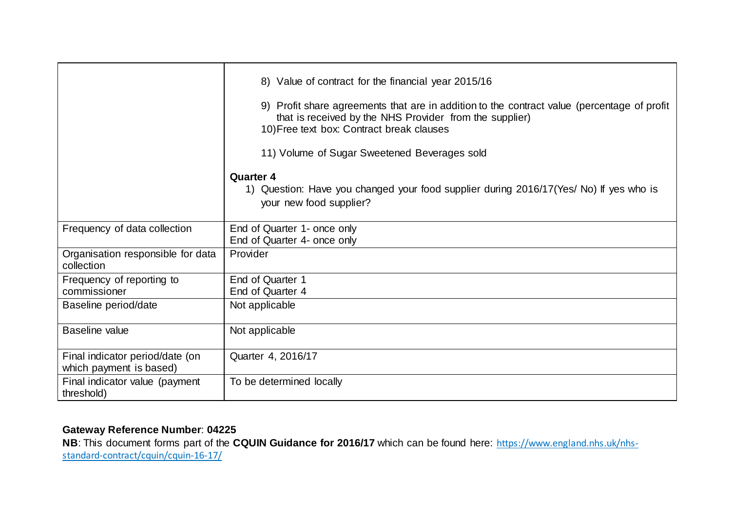| | |
|---|---|
| | 8) Value of contract for the financial year 2015/16<br><br>9) Profit share agreements that are in addition to the contract value (percentage of profit that is received by the NHS Provider from the supplier)<br>10) Free text box: Contract break clauses<br><br>11) Volume of Sugar Sweetened Beverages sold<br><br>**Quarter 4**<br>1) Question: Have you changed your food supplier during 2016/17(Yes/ No) If yes who is your new food supplier? |
| Frequency of data collection | End of Quarter 1- once only<br>End of Quarter 4- once only |
| Organisation responsible for data collection | Provider |
| Frequency of reporting to commissioner | End of Quarter 1<br>End of Quarter 4 |
| Baseline period/date | Not applicable |
| Baseline value | Not applicable |
| Final indicator period/date (on which payment is based) | Quarter 4, 2016/17 |
| Final indicator value (payment threshold) | To be determined locally |

**Gateway Reference Number**: **04225**

**NB**: This document forms part of the **CQUIN Guidance for 2016/17** which can be found here: https://www.england.nhs.uk/nhs-standard-contract/cquin/cquin-16-17/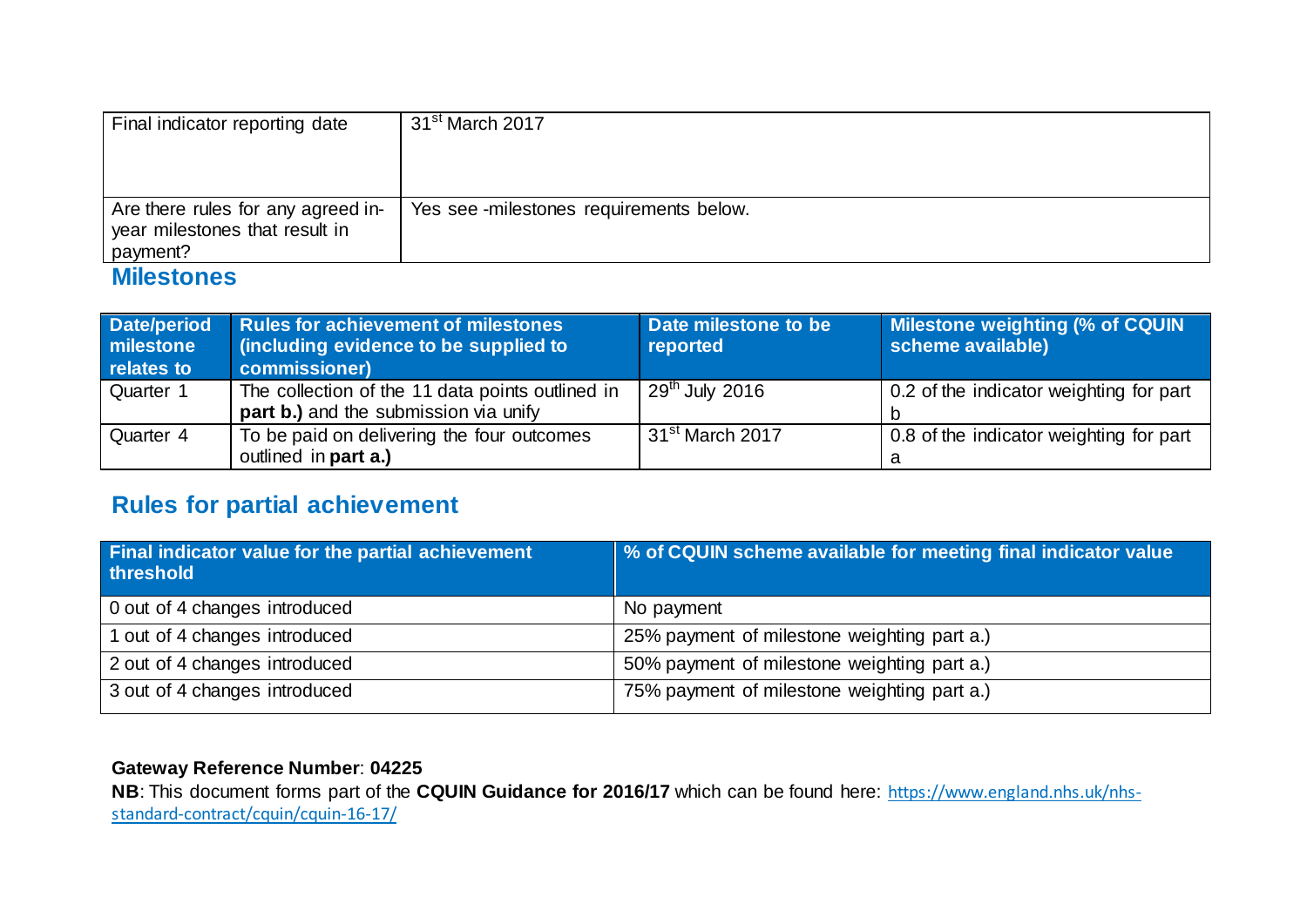| Final indicator reporting date | 31st March 2017 |
|---|---|
| Are there rules for any agreed in-year milestones that result in payment? | Yes see -milestones requirements below. |

## Milestones

| Date/period milestone relates to | Rules for achievement of milestones (including evidence to be supplied to commissioner) | Date milestone to be reported | Milestone weighting (% of CQUIN scheme available) |
|---|---|---|---|
| Quarter 1 | The collection of the 11 data points outlined in **part b.)** and the submission via unify | 29th July 2016 | 0.2 of the indicator weighting for part b |
| Quarter 4 | To be paid on delivering the four outcomes outlined in **part a.)** | 31st March 2017 | 0.8 of the indicator weighting for part a |

## Rules for partial achievement

| Final indicator value for the partial achievement threshold | % of CQUIN scheme available for meeting final indicator value |
|---|---|
| 0 out of 4 changes introduced | No payment |
| 1 out of 4 changes introduced | 25% payment of milestone weighting part a.) |
| 2 out of 4 changes introduced | 50% payment of milestone weighting part a.) |
| 3 out of 4 changes introduced | 75% payment of milestone weighting part a.) |

**Gateway Reference Number**: **04225**

**NB**: This document forms part of the **CQUIN Guidance for 2016/17** which can be found here: https://www.england.nhs.uk/nhs-standard-contract/cquin/cquin-16-17/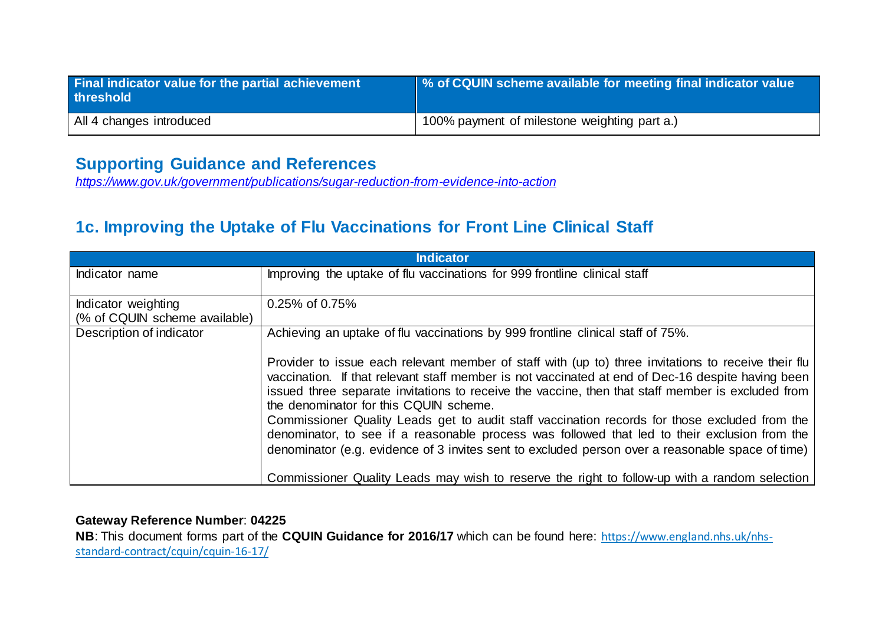| Final indicator value for the partial achievement threshold | % of CQUIN scheme available for meeting final indicator value |
| --- | --- |
| All 4 changes introduced | 100% payment of milestone weighting part a.) |

## Supporting Guidance and References

*https://www.gov.uk/government/publications/sugar-reduction-from-evidence-into-action*

## 1c. Improving the Uptake of Flu Vaccinations for Front Line Clinical Staff

| Indicator | |
| --- | --- |
| Indicator name | Improving the uptake of flu vaccinations for 999 frontline clinical staff |
| Indicator weighting (% of CQUIN scheme available) | 0.25% of 0.75% |
| Description of indicator | Achieving an uptake of flu vaccinations by 999 frontline clinical staff of 75%.<br><br>Provider to issue each relevant member of staff with (up to) three invitations to receive their flu vaccination. If that relevant staff member is not vaccinated at end of Dec-16 despite having been issued three separate invitations to receive the vaccine, then that staff member is excluded from the denominator for this CQUIN scheme.<br>Commissioner Quality Leads get to audit staff vaccination records for those excluded from the denominator, to see if a reasonable process was followed that led to their exclusion from the denominator (e.g. evidence of 3 invites sent to excluded person over a reasonable space of time)<br><br>Commissioner Quality Leads may wish to reserve the right to follow-up with a random selection |

**Gateway Reference Number**: **04225**

**NB**: This document forms part of the **CQUIN Guidance for 2016/17** which can be found here: https://www.england.nhs.uk/nhs-standard-contract/cquin/cquin-16-17/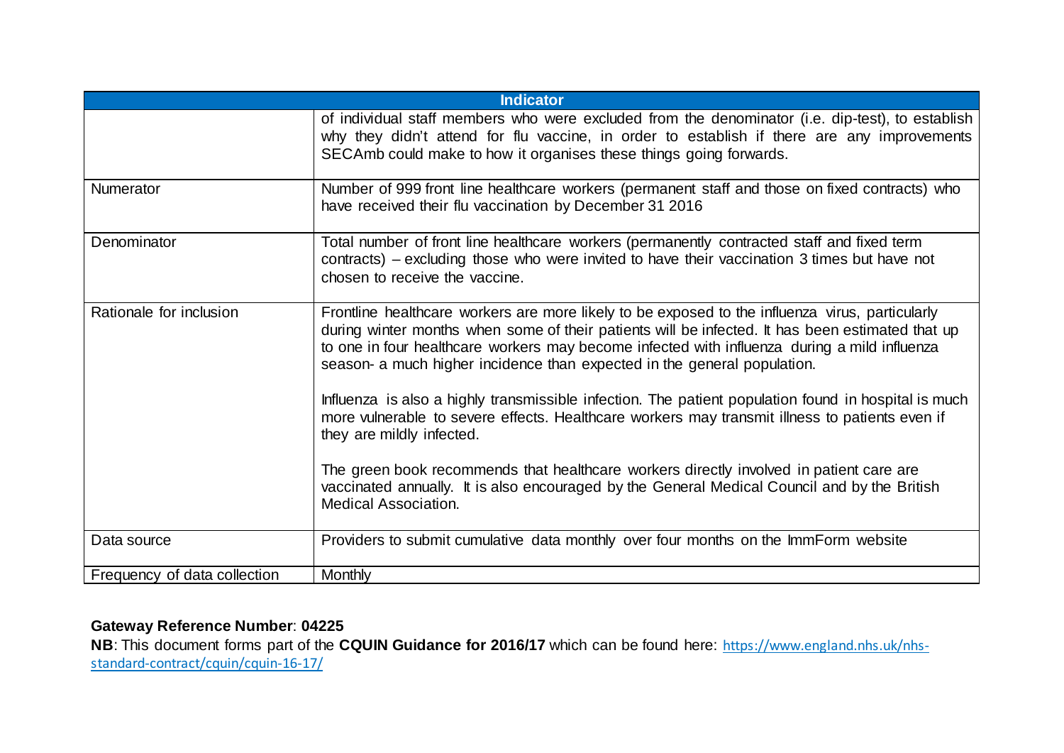| Indicator | |
|---|---|
| | of individual staff members who were excluded from the denominator (i.e. dip-test), to establish why they didn't attend for flu vaccine, in order to establish if there are any improvements SECAmb could make to how it organises these things going forwards. |
| Numerator | Number of 999 front line healthcare workers (permanent staff and those on fixed contracts) who have received their flu vaccination by December 31 2016 |
| Denominator | Total number of front line healthcare workers (permanently contracted staff and fixed term contracts) – excluding those who were invited to have their vaccination 3 times but have not chosen to receive the vaccine. |
| Rationale for inclusion | Frontline healthcare workers are more likely to be exposed to the influenza virus, particularly during winter months when some of their patients will be infected. It has been estimated that up to one in four healthcare workers may become infected with influenza during a mild influenza season- a much higher incidence than expected in the general population.<br><br>Influenza is also a highly transmissible infection. The patient population found in hospital is much more vulnerable to severe effects. Healthcare workers may transmit illness to patients even if they are mildly infected.<br><br>The green book recommends that healthcare workers directly involved in patient care are vaccinated annually. It is also encouraged by the General Medical Council and by the British Medical Association. |
| Data source | Providers to submit cumulative data monthly over four months on the ImmForm website |
| Frequency of data collection | Monthly |

**Gateway Reference Number**: **04225**

**NB**: This document forms part of the **CQUIN Guidance for 2016/17** which can be found here: https://www.england.nhs.uk/nhs-standard-contract/cquin/cquin-16-17/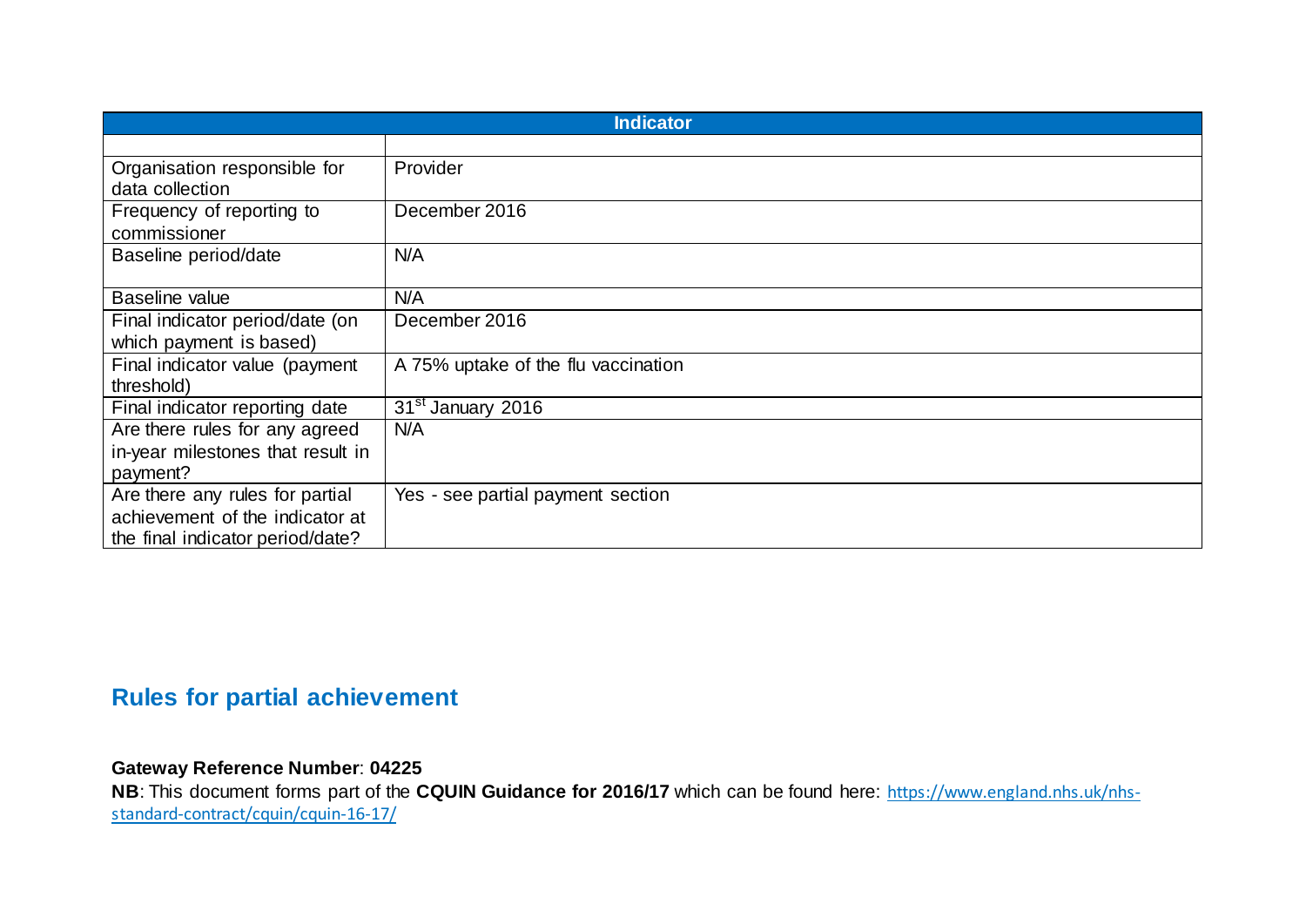| Indicator | |
|---|---|
| | |
| Organisation responsible for data collection | Provider |
| Frequency of reporting to commissioner | December 2016 |
| Baseline period/date | N/A |
| Baseline value | N/A |
| Final indicator period/date (on which payment is based) | December 2016 |
| Final indicator value (payment threshold) | A 75% uptake of the flu vaccination |
| Final indicator reporting date | 31st January 2016 |
| Are there rules for any agreed in-year milestones that result in payment? | N/A |
| Are there any rules for partial achievement of the indicator at the final indicator period/date? | Yes - see partial payment section |

## Rules for partial achievement

**Gateway Reference Number**: **04225**

**NB**: This document forms part of the **CQUIN Guidance for 2016/17** which can be found here: https://www.england.nhs.uk/nhs-standard-contract/cquin/cquin-16-17/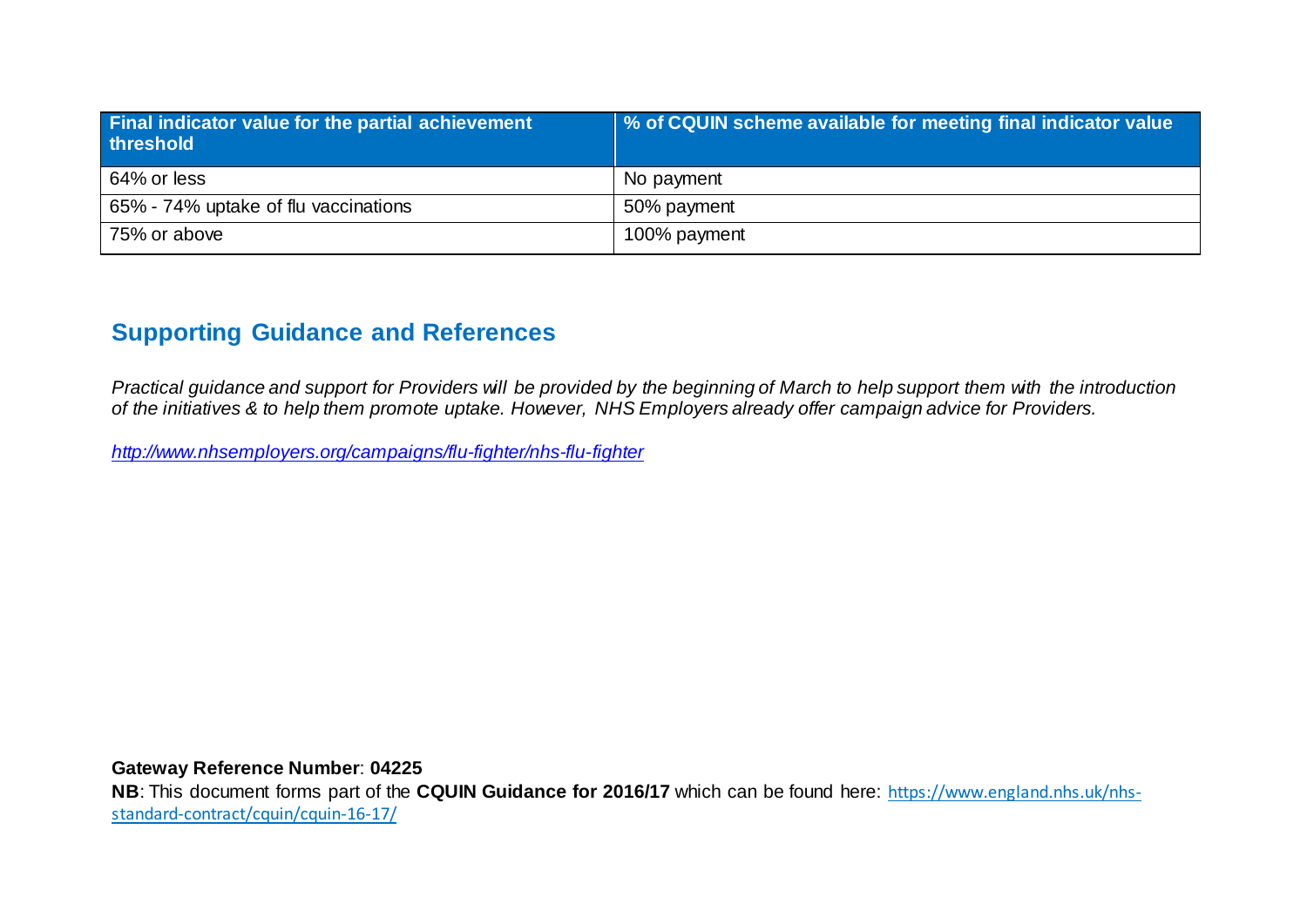| Final indicator value for the partial achievement threshold | % of CQUIN scheme available for meeting final indicator value |
| --- | --- |
| 64% or less | No payment |
| 65% - 74% uptake of flu vaccinations | 50% payment |
| 75% or above | 100% payment |

## Supporting Guidance and References

*Practical guidance and support for Providers will be provided by the beginning of March to help support them with the introduction of the initiatives & to help them promote uptake. However, NHS Employers already offer campaign advice for Providers.*

*http://www.nhsemployers.org/campaigns/flu-fighter/nhs-flu-fighter*

**Gateway Reference Number**: **04225**

**NB**: This document forms part of the **CQUIN Guidance for 2016/17** which can be found here: https://www.england.nhs.uk/nhs-standard-contract/cquin/cquin-16-17/